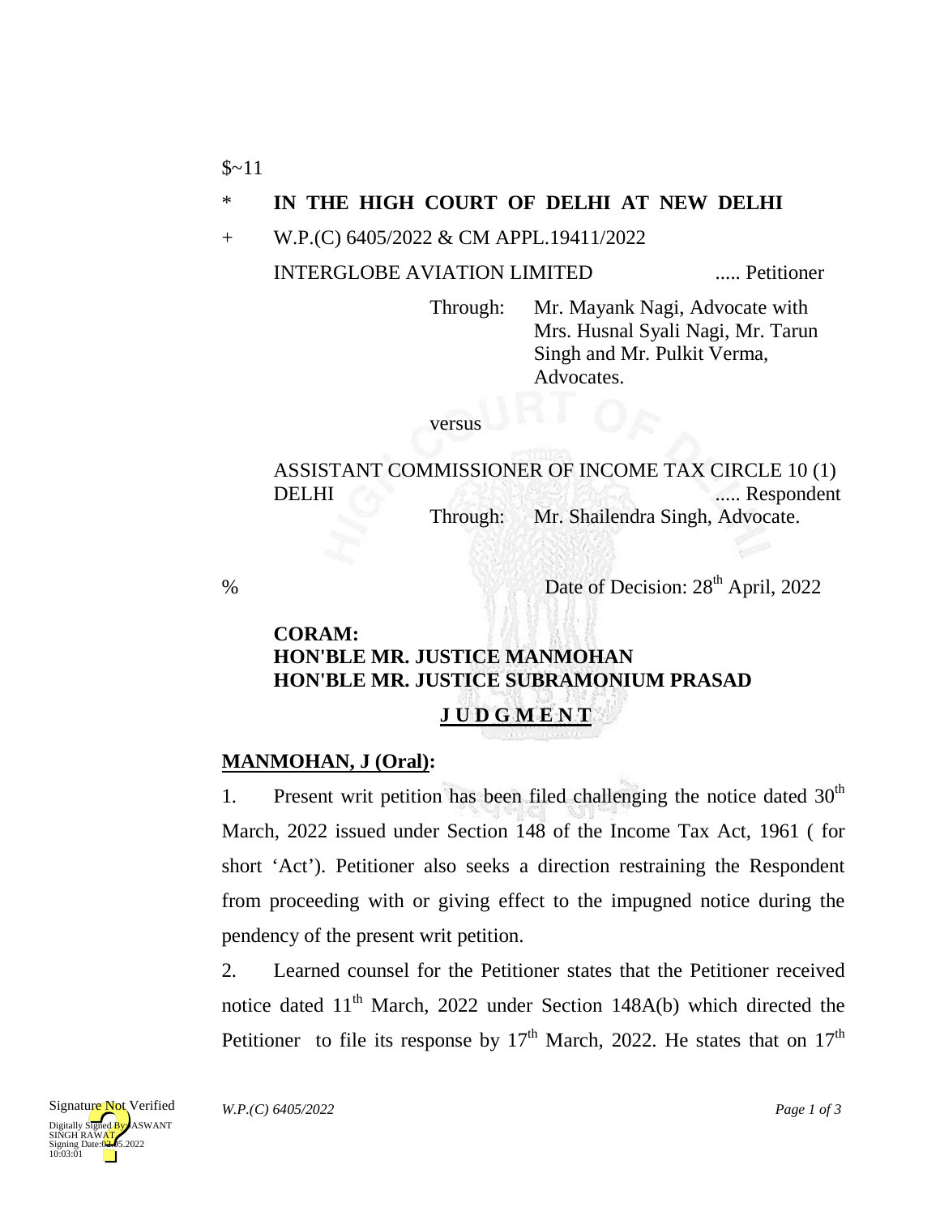$~11

\* **IN THE HIGH COURT OF DELHI AT NEW DELHI**

+ W.P.(C) 6405/2022 & CM APPL.19411/2022

INTERGLOBE AVIATION LIMITED ..... Petitioner

Through: Mr. Mayank Nagi, Advocate with Mrs. Husnal Syali Nagi, Mr. Tarun Singh and Mr. Pulkit Verma, Advocates.

versus

ASSISTANT COMMISSIONER OF INCOME TAX CIRCLE 10 (1) DELHI ..... Respondent

Through: Mr. Shailendra Singh, Advocate.

% Date of Decision: 28th April, 2022

**CORAM:**
**HON'BLE MR. JUSTICE MANMOHAN**
**HON'BLE MR. JUSTICE SUBRAMONIUM PRASAD**

**J U D G M E N T**

**MANMOHAN, J (Oral):**

1. Present writ petition has been filed challenging the notice dated 30th March, 2022 issued under Section 148 of the Income Tax Act, 1961 ( for short 'Act'). Petitioner also seeks a direction restraining the Respondent from proceeding with or giving effect to the impugned notice during the pendency of the present writ petition.

2. Learned counsel for the Petitioner states that the Petitioner received notice dated 11th March, 2022 under Section 148A(b) which directed the Petitioner to file its response by 17th March, 2022. He states that on 17th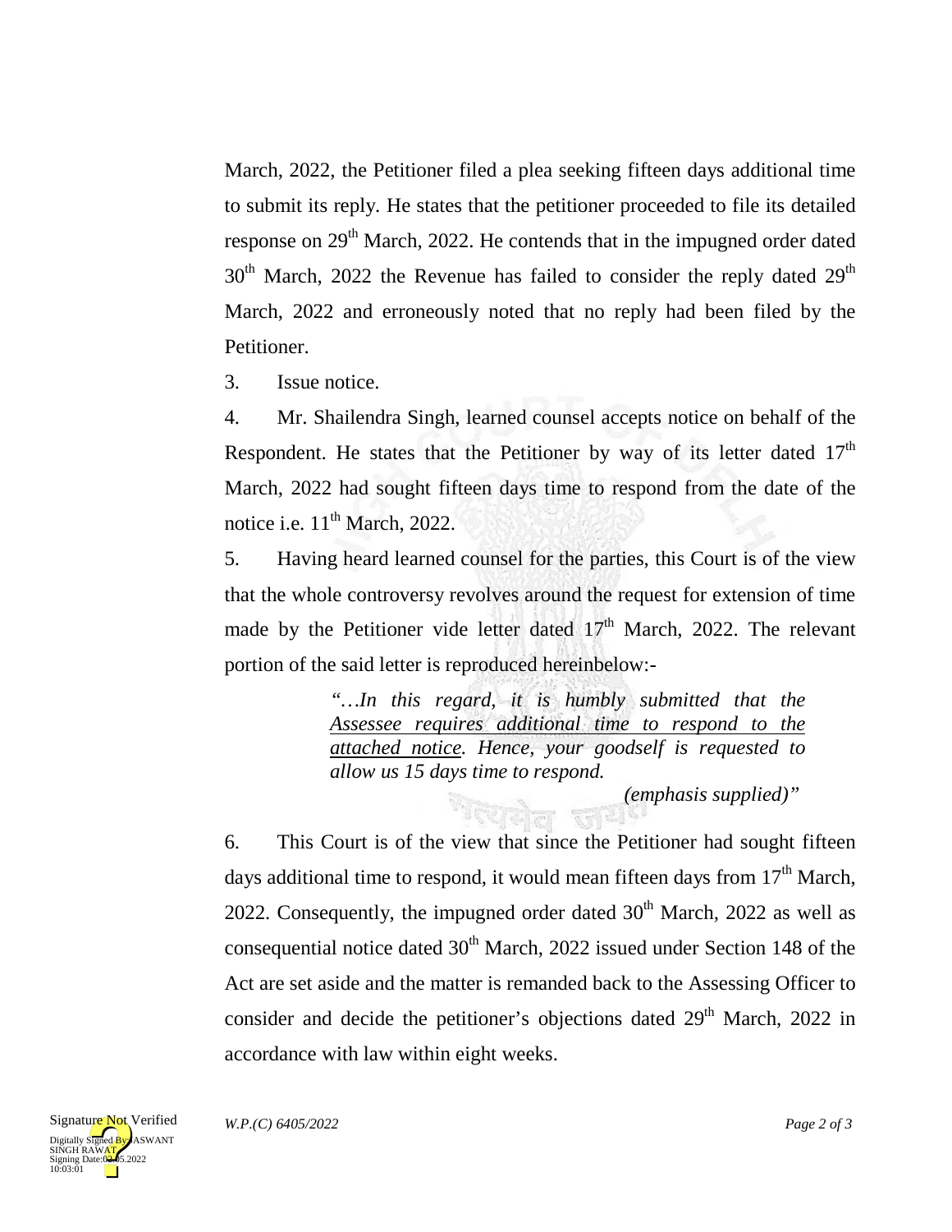March, 2022, the Petitioner filed a plea seeking fifteen days additional time to submit its reply. He states that the petitioner proceeded to file its detailed response on 29th March, 2022. He contends that in the impugned order dated 30th March, 2022 the Revenue has failed to consider the reply dated 29th March, 2022 and erroneously noted that no reply had been filed by the Petitioner.

3. Issue notice.

4. Mr. Shailendra Singh, learned counsel accepts notice on behalf of the Respondent. He states that the Petitioner by way of its letter dated 17th March, 2022 had sought fifteen days time to respond from the date of the notice i.e. 11th March, 2022.

5. Having heard learned counsel for the parties, this Court is of the view that the whole controversy revolves around the request for extension of time made by the Petitioner vide letter dated 17th March, 2022. The relevant portion of the said letter is reproduced hereinbelow:-

> *"…In this regard, it is humbly submitted that the <u>Assessee requires additional time to respond to the attached notice</u>. Hence, your goodself is requested to allow us 15 days time to respond.*
>
> *(emphasis supplied)"*

6. This Court is of the view that since the Petitioner had sought fifteen days additional time to respond, it would mean fifteen days from 17th March, 2022. Consequently, the impugned order dated 30th March, 2022 as well as consequential notice dated 30th March, 2022 issued under Section 148 of the Act are set aside and the matter is remanded back to the Assessing Officer to consider and decide the petitioner's objections dated 29th March, 2022 in accordance with law within eight weeks.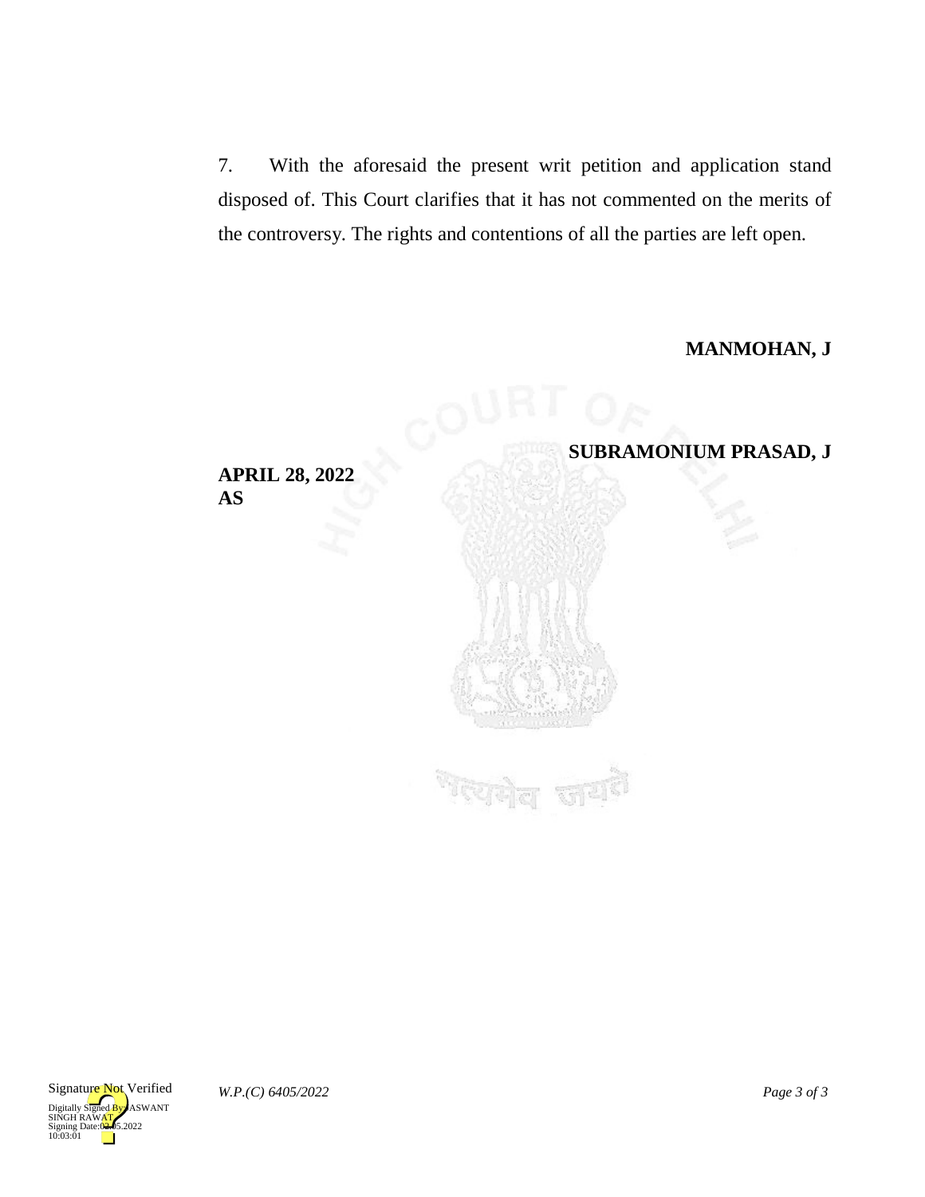7. With the aforesaid the present writ petition and application stand disposed of. This Court clarifies that it has not commented on the merits of the controversy. The rights and contentions of all the parties are left open.

**MANMOHAN, J**

**SUBRAMONIUM PRASAD, J**

**APRIL 28, 2022**
**AS**